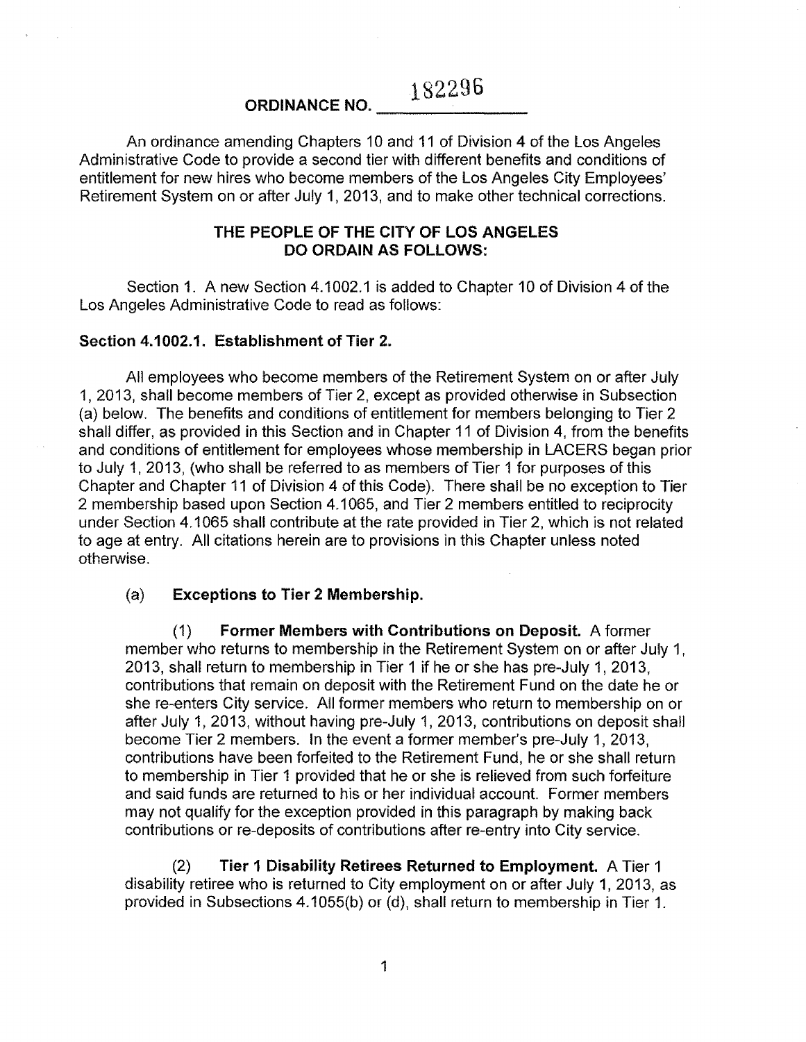# ORDINANCE NO. 182296

An ordinance amending Chapters 10 and 11 of Division 4 of the Los Angeles Administrative Code to provide a second tier with different benefits and conditions of entitlement for new hires who become members of the Los Angeles City Employees' Retirement System on or after July 1, 2013, and to make other technical corrections.

## THE PEOPLE OF THE CITY OF LOS ANGELES DO ORDAIN AS FOLLOWS:

Section 1. A new Section 4.1002.1 is added to Chapter 10 of Division 4 of the Los Angeles Administrative Code to read as follows:

### Section 4.1002.1. Establishment of Tier 2.

All employees who become members of the Retirement System on or after July 1, 2013, shall become members of Tier 2, except as provided otherwise in Subsection (a) below. The benefits and conditions of entitlement for members belonging to Tier 2 shall differ, as provided in this Section and in Chapter 11 of Division 4, from the benefits and conditions of entitlement for employees whose membership in LACERS began prior to July 1, 2013, (who shall be referred to as members of Tier 1 for purposes of this Chapter and Chapter 11 of Division 4 of this Code). There shall be no exception to Tier 2 membership based upon Section 4.1065, and Tier 2 members entitled to reciprocity under Section 4.1065 shall contribute at the rate provided in Tier 2, which is not related to age at entry. All citations herein are to provisions in this Chapter unless noted otherwise.

(a) **Exceptions to Tier 2 Membership.**

(1) **Former Members with Contributions on Deposit.** A former member who returns to membership in the Retirement System on or after July 1, 2013, shall return to membership in Tier 1 if he or she has pre-July 1, 2013, contributions that remain on deposit with the Retirement Fund on the date he or she re-enters City service. All former members who return to membership on or after July 1, 2013, without having pre-July 1, 2013, contributions on deposit shall become Tier 2 members. In the event a former member's pre-July 1, 2013, contributions have been forfeited to the Retirement Fund, he or she shall return to membership in Tier 1 provided that he or she is relieved from such forfeiture and said funds are returned to his or her individual account. Former members may not qualify for the exception provided in this paragraph by making back contributions or re-deposits of contributions after re-entry into City service.

(2) **Tier 1 Disability Retirees Returned to Employment.** A Tier 1 disability retiree who is returned to City employment on or after July 1, 2013, as provided in Subsections 4.1055(b) or (d), shall return to membership in Tier 1.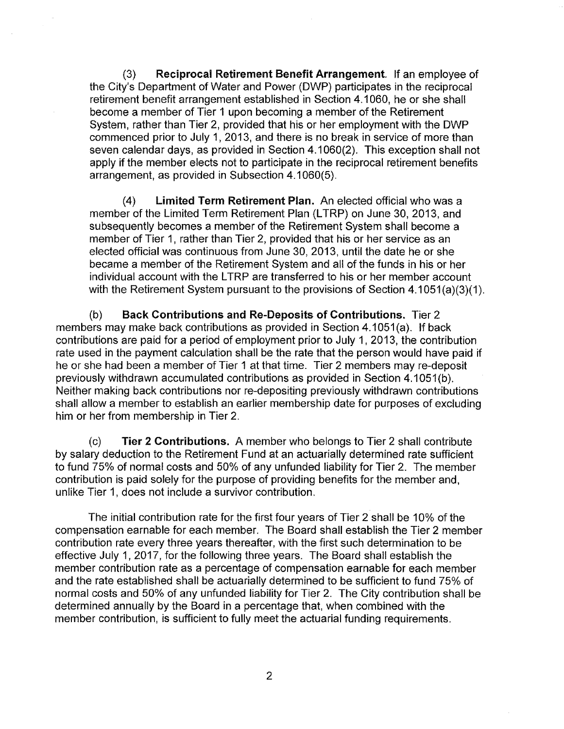(3) **Reciprocal Retirement Benefit Arrangement.** If an employee of the City's Department of Water and Power (DWP) participates in the reciprocal retirement benefit arrangement established in Section 4.1060, he or she shall become a member of Tier 1 upon becoming a member of the Retirement System, rather than Tier 2, provided that his or her employment with the DWP commenced prior to July 1, 2013, and there is no break in service of more than seven calendar days, as provided in Section 4.1060(2). This exception shall not apply if the member elects not to participate in the reciprocal retirement benefits arrangement, as provided in Subsection 4.1060(5).

(4) **Limited Term Retirement Plan.** An elected official who was a member of the Limited Term Retirement Plan (LTRP) on June 30, 2013, and subsequently becomes a member of the Retirement System shall become a member of Tier 1, rather than Tier 2, provided that his or her service as an elected official was continuous from June 30, 2013, until the date he or she became a member of the Retirement System and all of the funds in his or her individual account with the LTRP are transferred to his or her member account with the Retirement System pursuant to the provisions of Section 4.1051(a)(3)(1).

(b) **Back Contributions and Re-Deposits of Contributions.** Tier 2 members may make back contributions as provided in Section 4.1051(a). If back contributions are paid for a period of employment prior to July 1, 2013, the contribution rate used in the payment calculation shall be the rate that the person would have paid if he or she had been a member of Tier 1 at that time. Tier 2 members may re-deposit previously withdrawn accumulated contributions as provided in Section 4.1051(b). Neither making back contributions nor re-depositing previously withdrawn contributions shall allow a member to establish an earlier membership date for purposes of excluding him or her from membership in Tier 2.

(c) **Tier 2 Contributions.** A member who belongs to Tier 2 shall contribute by salary deduction to the Retirement Fund at an actuarially determined rate sufficient to fund 75% of normal costs and 50% of any unfunded liability for Tier 2. The member contribution is paid solely for the purpose of providing benefits for the member and, unlike Tier 1, does not include a survivor contribution.

The initial contribution rate for the first four years of Tier 2 shall be 10% of the compensation earnable for each member. The Board shall establish the Tier 2 member contribution rate every three years thereafter, with the first such determination to be effective July 1, 2017, for the following three years. The Board shall establish the member contribution rate as a percentage of compensation earnable for each member and the rate established shall be actuarially determined to be sufficient to fund 75% of normal costs and 50% of any unfunded liability for Tier 2. The City contribution shall be determined annually by the Board in a percentage that, when combined with the member contribution, is sufficient to fully meet the actuarial funding requirements.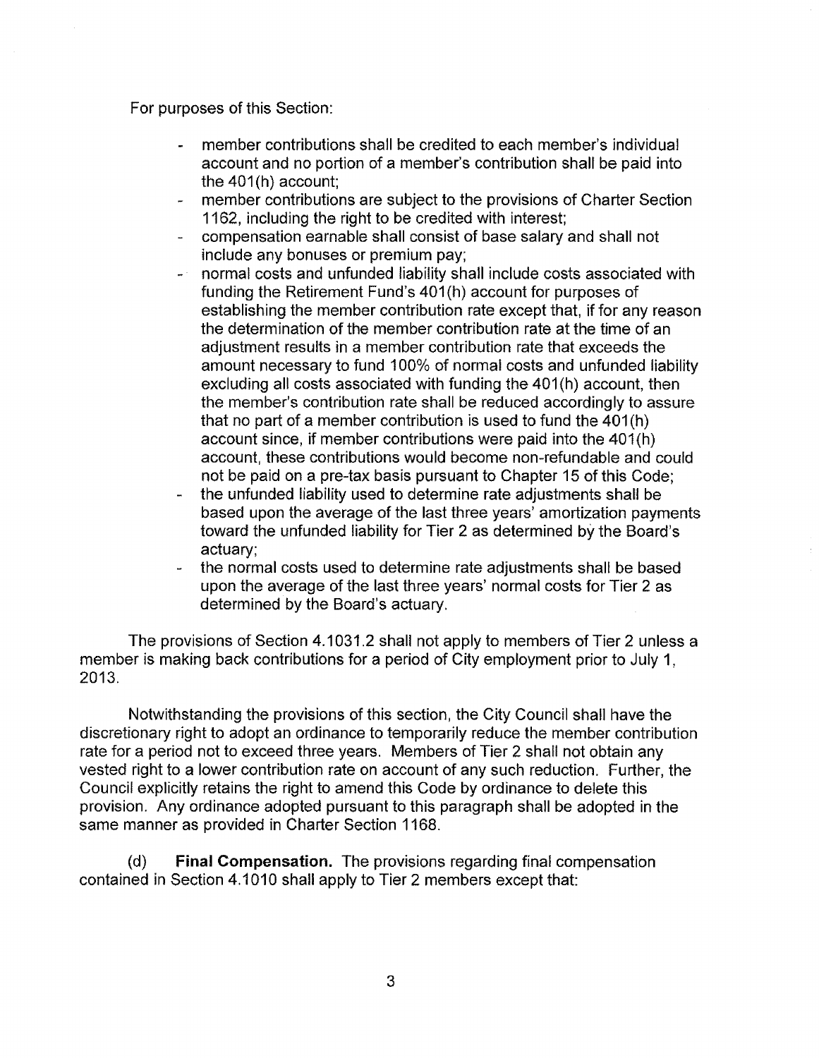For purposes of this Section:

- member contributions shall be credited to each member's individual account and no portion of a member's contribution shall be paid into the 401(h) account;
- member contributions are subject to the provisions of Charter Section 1162, including the right to be credited with interest;
- compensation earnable shall consist of base salary and shall not include any bonuses or premium pay;
- normal costs and unfunded liability shall include costs associated with funding the Retirement Fund's 401(h) account for purposes of establishing the member contribution rate except that, if for any reason the determination of the member contribution rate at the time of an adjustment results in a member contribution rate that exceeds the amount necessary to fund 100% of normal costs and unfunded liability excluding all costs associated with funding the 401(h) account, then the member's contribution rate shall be reduced accordingly to assure that no part of a member contribution is used to fund the 401(h) account since, if member contributions were paid into the 401(h) account, these contributions would become non-refundable and could not be paid on a pre-tax basis pursuant to Chapter 15 of this Code;
- the unfunded liability used to determine rate adjustments shall be based upon the average of the last three years' amortization payments toward the unfunded liability for Tier 2 as determined by the Board's actuary;
- the normal costs used to determine rate adjustments shall be based upon the average of the last three years' normal costs for Tier 2 as determined by the Board's actuary.

The provisions of Section 4.1031.2 shall not apply to members of Tier 2 unless a member is making back contributions for a period of City employment prior to July 1, 2013.

Notwithstanding the provisions of this section, the City Council shall have the discretionary right to adopt an ordinance to temporarily reduce the member contribution rate for a period not to exceed three years. Members of Tier 2 shall not obtain any vested right to a lower contribution rate on account of any such reduction. Further, the Council explicitly retains the right to amend this Code by ordinance to delete this provision. Any ordinance adopted pursuant to this paragraph shall be adopted in the same manner as provided in Charter Section 1168.

(d) **Final Compensation.** The provisions regarding final compensation contained in Section 4.1010 shall apply to Tier 2 members except that: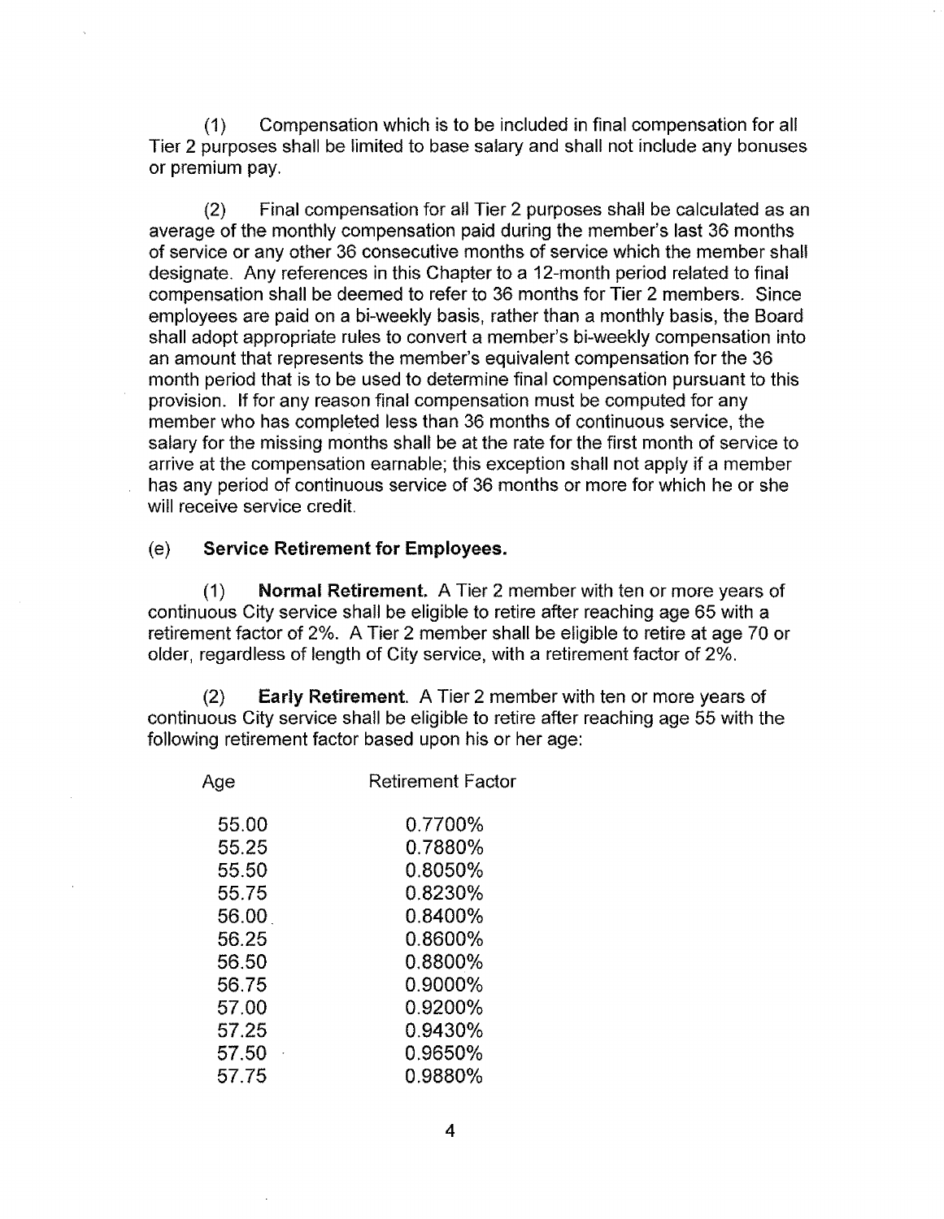(1) Compensation which is to be included in final compensation for all Tier 2 purposes shall be limited to base salary and shall not include any bonuses or premium pay.

(2) Final compensation for all Tier 2 purposes shall be calculated as an average of the monthly compensation paid during the member's last 36 months of service or any other 36 consecutive months of service which the member shall designate. Any references in this Chapter to a 12-month period related to final compensation shall be deemed to refer to 36 months for Tier 2 members. Since employees are paid on a bi-weekly basis, rather than a monthly basis, the Board shall adopt appropriate rules to convert a member's bi-weekly compensation into an amount that represents the member's equivalent compensation for the 36 month period that is to be used to determine final compensation pursuant to this provision. If for any reason final compensation must be computed for any member who has completed less than 36 months of continuous service, the salary for the missing months shall be at the rate for the first month of service to arrive at the compensation earnable; this exception shall not apply if a member has any period of continuous service of 36 months or more for which he or she will receive service credit.

(e) **Service Retirement for Employees.**

(1) **Normal Retirement.** A Tier 2 member with ten or more years of continuous City service shall be eligible to retire after reaching age 65 with a retirement factor of 2%. A Tier 2 member shall be eligible to retire at age 70 or older, regardless of length of City service, with a retirement factor of 2%.

(2) **Early Retirement**. A Tier 2 member with ten or more years of continuous City service shall be eligible to retire after reaching age 55 with the following retirement factor based upon his or her age:

| Age | Retirement Factor |
|---|---|
| 55.00 | 0.7700% |
| 55.25 | 0.7880% |
| 55.50 | 0.8050% |
| 55.75 | 0.8230% |
| 56.00 | 0.8400% |
| 56.25 | 0.8600% |
| 56.50 | 0.8800% |
| 56.75 | 0.9000% |
| 57.00 | 0.9200% |
| 57.25 | 0.9430% |
| 57.50 | 0.9650% |
| 57.75 | 0.9880% |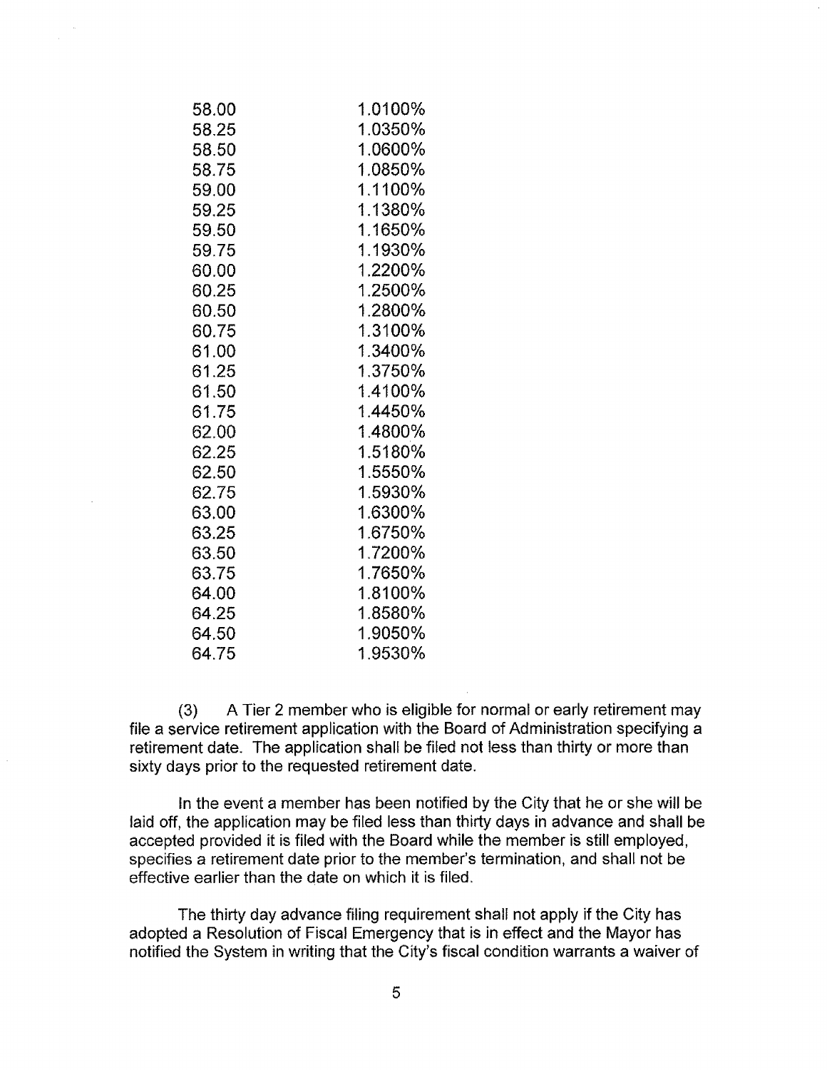| | |
|---|---|
| 58.00 | 1.0100% |
| 58.25 | 1.0350% |
| 58.50 | 1.0600% |
| 58.75 | 1.0850% |
| 59.00 | 1.1100% |
| 59.25 | 1.1380% |
| 59.50 | 1.1650% |
| 59.75 | 1.1930% |
| 60.00 | 1.2200% |
| 60.25 | 1.2500% |
| 60.50 | 1.2800% |
| 60.75 | 1.3100% |
| 61.00 | 1.3400% |
| 61.25 | 1.3750% |
| 61.50 | 1.4100% |
| 61.75 | 1.4450% |
| 62.00 | 1.4800% |
| 62.25 | 1.5180% |
| 62.50 | 1.5550% |
| 62.75 | 1.5930% |
| 63.00 | 1.6300% |
| 63.25 | 1.6750% |
| 63.50 | 1.7200% |
| 63.75 | 1.7650% |
| 64.00 | 1.8100% |
| 64.25 | 1.8580% |
| 64.50 | 1.9050% |
| 64.75 | 1.9530% |

(3) A Tier 2 member who is eligible for normal or early retirement may file a service retirement application with the Board of Administration specifying a retirement date. The application shall be filed not less than thirty or more than sixty days prior to the requested retirement date.

In the event a member has been notified by the City that he or she will be laid off, the application may be filed less than thirty days in advance and shall be accepted provided it is filed with the Board while the member is still employed, specifies a retirement date prior to the member's termination, and shall not be effective earlier than the date on which it is filed.

The thirty day advance filing requirement shall not apply if the City has adopted a Resolution of Fiscal Emergency that is in effect and the Mayor has notified the System in writing that the City's fiscal condition warrants a waiver of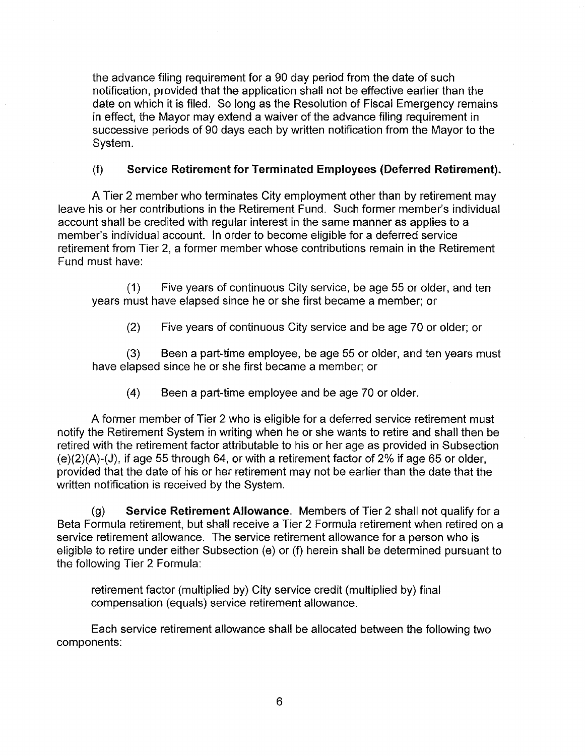the advance filing requirement for a 90 day period from the date of such notification, provided that the application shall not be effective earlier than the date on which it is filed. So long as the Resolution of Fiscal Emergency remains in effect, the Mayor may extend a waiver of the advance filing requirement in successive periods of 90 days each by written notification from the Mayor to the System.

(f) **Service Retirement for Terminated Employees (Deferred Retirement).**

A Tier 2 member who terminates City employment other than by retirement may leave his or her contributions in the Retirement Fund. Such former member's individual account shall be credited with regular interest in the same manner as applies to a member's individual account. In order to become eligible for a deferred service retirement from Tier 2, a former member whose contributions remain in the Retirement Fund must have:

(1) Five years of continuous City service, be age 55 or older, and ten years must have elapsed since he or she first became a member; or

(2) Five years of continuous City service and be age 70 or older; or

(3) Been a part-time employee, be age 55 or older, and ten years must have elapsed since he or she first became a member; or

(4) Been a part-time employee and be age 70 or older.

A former member of Tier 2 who is eligible for a deferred service retirement must notify the Retirement System in writing when he or she wants to retire and shall then be retired with the retirement factor attributable to his or her age as provided in Subsection (e)(2)(A)-(J), if age 55 through 64, or with a retirement factor of 2% if age 65 or older, provided that the date of his or her retirement may not be earlier than the date that the written notification is received by the System.

(g) **Service Retirement Allowance**. Members of Tier 2 shall not qualify for a Beta Formula retirement, but shall receive a Tier 2 Formula retirement when retired on a service retirement allowance. The service retirement allowance for a person who is eligible to retire under either Subsection (e) or (f) herein shall be determined pursuant to the following Tier 2 Formula:

retirement factor (multiplied by) City service credit (multiplied by) final compensation (equals) service retirement allowance.

Each service retirement allowance shall be allocated between the following two components: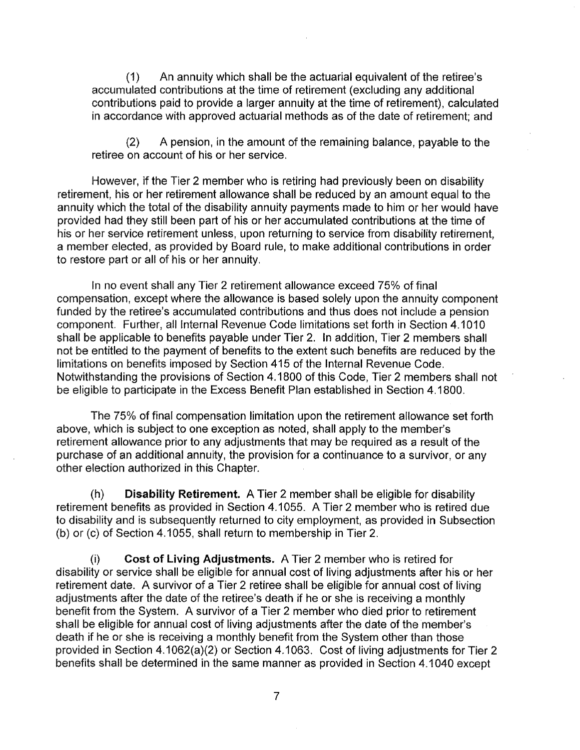(1) An annuity which shall be the actuarial equivalent of the retiree's accumulated contributions at the time of retirement (excluding any additional contributions paid to provide a larger annuity at the time of retirement), calculated in accordance with approved actuarial methods as of the date of retirement; and

(2) A pension, in the amount of the remaining balance, payable to the retiree on account of his or her service.

However, if the Tier 2 member who is retiring had previously been on disability retirement, his or her retirement allowance shall be reduced by an amount equal to the annuity which the total of the disability annuity payments made to him or her would have provided had they still been part of his or her accumulated contributions at the time of his or her service retirement unless, upon returning to service from disability retirement, a member elected, as provided by Board rule, to make additional contributions in order to restore part or all of his or her annuity.

In no event shall any Tier 2 retirement allowance exceed 75% of final compensation, except where the allowance is based solely upon the annuity component funded by the retiree's accumulated contributions and thus does not include a pension component. Further, all Internal Revenue Code limitations set forth in Section 4.1010 shall be applicable to benefits payable under Tier 2. In addition, Tier 2 members shall not be entitled to the payment of benefits to the extent such benefits are reduced by the limitations on benefits imposed by Section 415 of the Internal Revenue Code. Notwithstanding the provisions of Section 4.1800 of this Code, Tier 2 members shall not be eligible to participate in the Excess Benefit Plan established in Section 4.1800.

The 75% of final compensation limitation upon the retirement allowance set forth above, which is subject to one exception as noted, shall apply to the member's retirement allowance prior to any adjustments that may be required as a result of the purchase of an additional annuity, the provision for a continuance to a survivor, or any other election authorized in this Chapter.

(h) **Disability Retirement.** A Tier 2 member shall be eligible for disability retirement benefits as provided in Section 4.1055. A Tier 2 member who is retired due to disability and is subsequently returned to city employment, as provided in Subsection (b) or (c) of Section 4.1055, shall return to membership in Tier 2.

(i) **Cost of Living Adjustments.** A Tier 2 member who is retired for disability or service shall be eligible for annual cost of living adjustments after his or her retirement date. A survivor of a Tier 2 retiree shall be eligible for annual cost of living adjustments after the date of the retiree's death if he or she is receiving a monthly benefit from the System. A survivor of a Tier 2 member who died prior to retirement shall be eligible for annual cost of living adjustments after the date of the member's death if he or she is receiving a monthly benefit from the System other than those provided in Section 4.1062(a)(2) or Section 4.1063. Cost of living adjustments for Tier 2 benefits shall be determined in the same manner as provided in Section 4.1040 except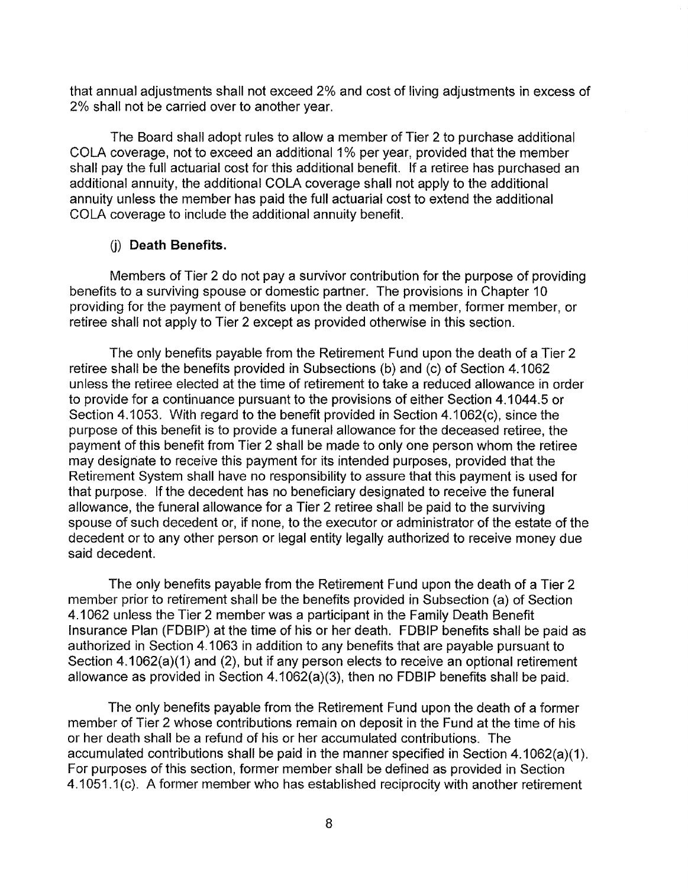that annual adjustments shall not exceed 2% and cost of living adjustments in excess of 2% shall not be carried over to another year.

The Board shall adopt rules to allow a member of Tier 2 to purchase additional COLA coverage, not to exceed an additional 1% per year, provided that the member shall pay the full actuarial cost for this additional benefit. If a retiree has purchased an additional annuity, the additional COLA coverage shall not apply to the additional annuity unless the member has paid the full actuarial cost to extend the additional COLA coverage to include the additional annuity benefit.

(j) **Death Benefits.**

Members of Tier 2 do not pay a survivor contribution for the purpose of providing benefits to a surviving spouse or domestic partner. The provisions in Chapter 10 providing for the payment of benefits upon the death of a member, former member, or retiree shall not apply to Tier 2 except as provided otherwise in this section.

The only benefits payable from the Retirement Fund upon the death of a Tier 2 retiree shall be the benefits provided in Subsections (b) and (c) of Section 4.1062 unless the retiree elected at the time of retirement to take a reduced allowance in order to provide for a continuance pursuant to the provisions of either Section 4.1044.5 or Section 4.1053. With regard to the benefit provided in Section 4.1062(c), since the purpose of this benefit is to provide a funeral allowance for the deceased retiree, the payment of this benefit from Tier 2 shall be made to only one person whom the retiree may designate to receive this payment for its intended purposes, provided that the Retirement System shall have no responsibility to assure that this payment is used for that purpose. If the decedent has no beneficiary designated to receive the funeral allowance, the funeral allowance for a Tier 2 retiree shall be paid to the surviving spouse of such decedent or, if none, to the executor or administrator of the estate of the decedent or to any other person or legal entity legally authorized to receive money due said decedent.

The only benefits payable from the Retirement Fund upon the death of a Tier 2 member prior to retirement shall be the benefits provided in Subsection (a) of Section 4.1062 unless the Tier 2 member was a participant in the Family Death Benefit Insurance Plan (FDBIP) at the time of his or her death. FDBIP benefits shall be paid as authorized in Section 4.1063 in addition to any benefits that are payable pursuant to Section 4.1062(a)(1) and (2), but if any person elects to receive an optional retirement allowance as provided in Section 4.1062(a)(3), then no FDBIP benefits shall be paid.

The only benefits payable from the Retirement Fund upon the death of a former member of Tier 2 whose contributions remain on deposit in the Fund at the time of his or her death shall be a refund of his or her accumulated contributions. The accumulated contributions shall be paid in the manner specified in Section 4.1062(a)(1). For purposes of this section, former member shall be defined as provided in Section 4.1051.1(c). A former member who has established reciprocity with another retirement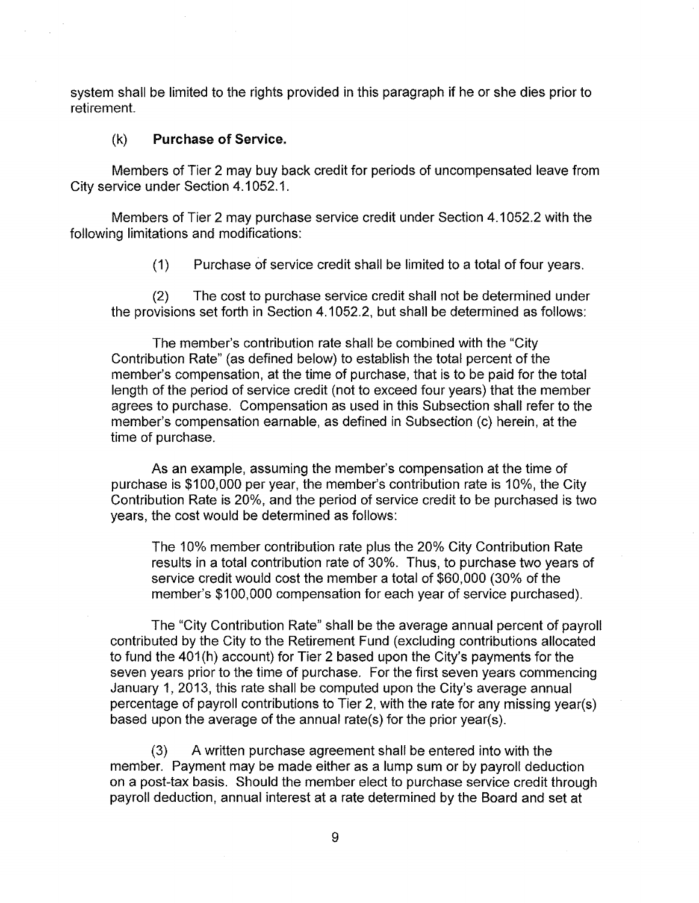system shall be limited to the rights provided in this paragraph if he or she dies prior to retirement.

### (k) Purchase of Service.

Members of Tier 2 may buy back credit for periods of uncompensated leave from City service under Section 4.1052.1.

Members of Tier 2 may purchase service credit under Section 4.1052.2 with the following limitations and modifications:

(1) Purchase of service credit shall be limited to a total of four years.

(2) The cost to purchase service credit shall not be determined under the provisions set forth in Section 4.1052.2, but shall be determined as follows:

The member's contribution rate shall be combined with the "City Contribution Rate" (as defined below) to establish the total percent of the member's compensation, at the time of purchase, that is to be paid for the total length of the period of service credit (not to exceed four years) that the member agrees to purchase. Compensation as used in this Subsection shall refer to the member's compensation earnable, as defined in Subsection (c) herein, at the time of purchase.

As an example, assuming the member's compensation at the time of purchase is $100,000 per year, the member's contribution rate is 10%, the City Contribution Rate is 20%, and the period of service credit to be purchased is two years, the cost would be determined as follows:

> The 10% member contribution rate plus the 20% City Contribution Rate results in a total contribution rate of 30%. Thus, to purchase two years of service credit would cost the member a total of $60,000 (30% of the member's $100,000 compensation for each year of service purchased).

The "City Contribution Rate" shall be the average annual percent of payroll contributed by the City to the Retirement Fund (excluding contributions allocated to fund the 401(h) account) for Tier 2 based upon the City's payments for the seven years prior to the time of purchase. For the first seven years commencing January 1, 2013, this rate shall be computed upon the City's average annual percentage of payroll contributions to Tier 2, with the rate for any missing year(s) based upon the average of the annual rate(s) for the prior year(s).

(3) A written purchase agreement shall be entered into with the member. Payment may be made either as a lump sum or by payroll deduction on a post-tax basis. Should the member elect to purchase service credit through payroll deduction, annual interest at a rate determined by the Board and set at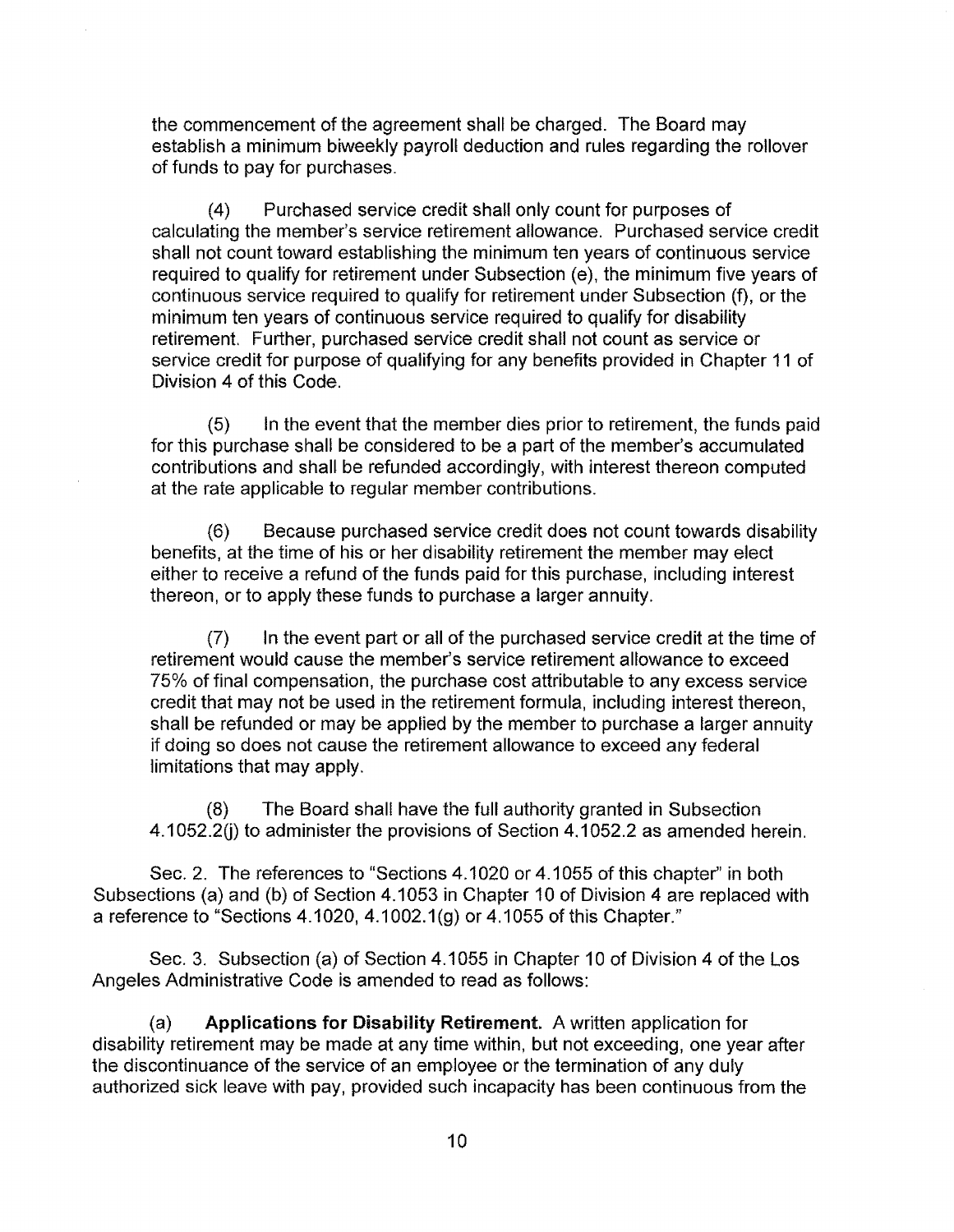the commencement of the agreement shall be charged. The Board may establish a minimum biweekly payroll deduction and rules regarding the rollover of funds to pay for purchases.

(4) Purchased service credit shall only count for purposes of calculating the member's service retirement allowance. Purchased service credit shall not count toward establishing the minimum ten years of continuous service required to qualify for retirement under Subsection (e), the minimum five years of continuous service required to qualify for retirement under Subsection (f), or the minimum ten years of continuous service required to qualify for disability retirement. Further, purchased service credit shall not count as service or service credit for purpose of qualifying for any benefits provided in Chapter 11 of Division 4 of this Code.

(5) In the event that the member dies prior to retirement, the funds paid for this purchase shall be considered to be a part of the member's accumulated contributions and shall be refunded accordingly, with interest thereon computed at the rate applicable to regular member contributions.

(6) Because purchased service credit does not count towards disability benefits, at the time of his or her disability retirement the member may elect either to receive a refund of the funds paid for this purchase, including interest thereon, or to apply these funds to purchase a larger annuity.

(7) In the event part or all of the purchased service credit at the time of retirement would cause the member's service retirement allowance to exceed 75% of final compensation, the purchase cost attributable to any excess service credit that may not be used in the retirement formula, including interest thereon, shall be refunded or may be applied by the member to purchase a larger annuity if doing so does not cause the retirement allowance to exceed any federal limitations that may apply.

(8) The Board shall have the full authority granted in Subsection 4.1052.2(j) to administer the provisions of Section 4.1052.2 as amended herein.

Sec. 2. The references to "Sections 4.1020 or 4.1055 of this chapter" in both Subsections (a) and (b) of Section 4.1053 in Chapter 10 of Division 4 are replaced with a reference to "Sections 4.1020, 4.1002.1(g) or 4.1055 of this Chapter."

Sec. 3. Subsection (a) of Section 4.1055 in Chapter 10 of Division 4 of the Los Angeles Administrative Code is amended to read as follows:

(a) **Applications for Disability Retirement.** A written application for disability retirement may be made at any time within, but not exceeding, one year after the discontinuance of the service of an employee or the termination of any duly authorized sick leave with pay, provided such incapacity has been continuous from the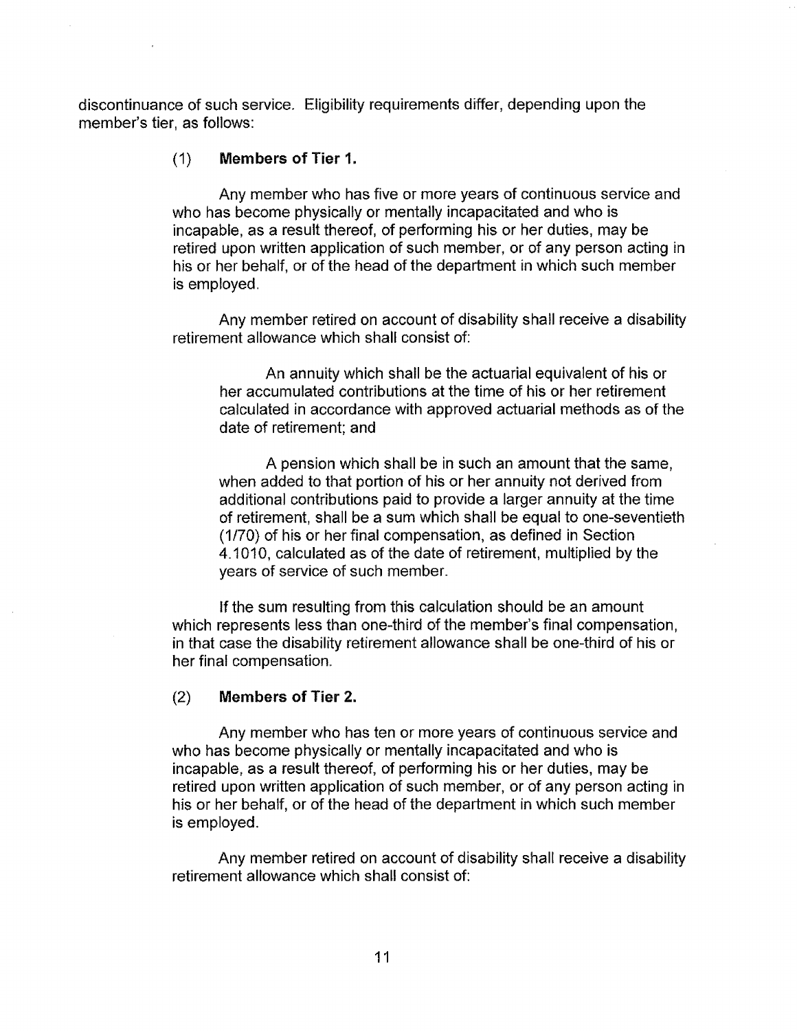discontinuance of such service. Eligibility requirements differ, depending upon the member's tier, as follows:

(1) **Members of Tier 1.**

Any member who has five or more years of continuous service and who has become physically or mentally incapacitated and who is incapable, as a result thereof, of performing his or her duties, may be retired upon written application of such member, or of any person acting in his or her behalf, or of the head of the department in which such member is employed.

Any member retired on account of disability shall receive a disability retirement allowance which shall consist of:

An annuity which shall be the actuarial equivalent of his or her accumulated contributions at the time of his or her retirement calculated in accordance with approved actuarial methods as of the date of retirement; and

A pension which shall be in such an amount that the same, when added to that portion of his or her annuity not derived from additional contributions paid to provide a larger annuity at the time of retirement, shall be a sum which shall be equal to one-seventieth (1/70) of his or her final compensation, as defined in Section 4.1010, calculated as of the date of retirement, multiplied by the years of service of such member.

If the sum resulting from this calculation should be an amount which represents less than one-third of the member's final compensation, in that case the disability retirement allowance shall be one-third of his or her final compensation.

(2) **Members of Tier 2.**

Any member who has ten or more years of continuous service and who has become physically or mentally incapacitated and who is incapable, as a result thereof, of performing his or her duties, may be retired upon written application of such member, or of any person acting in his or her behalf, or of the head of the department in which such member is employed.

Any member retired on account of disability shall receive a disability retirement allowance which shall consist of: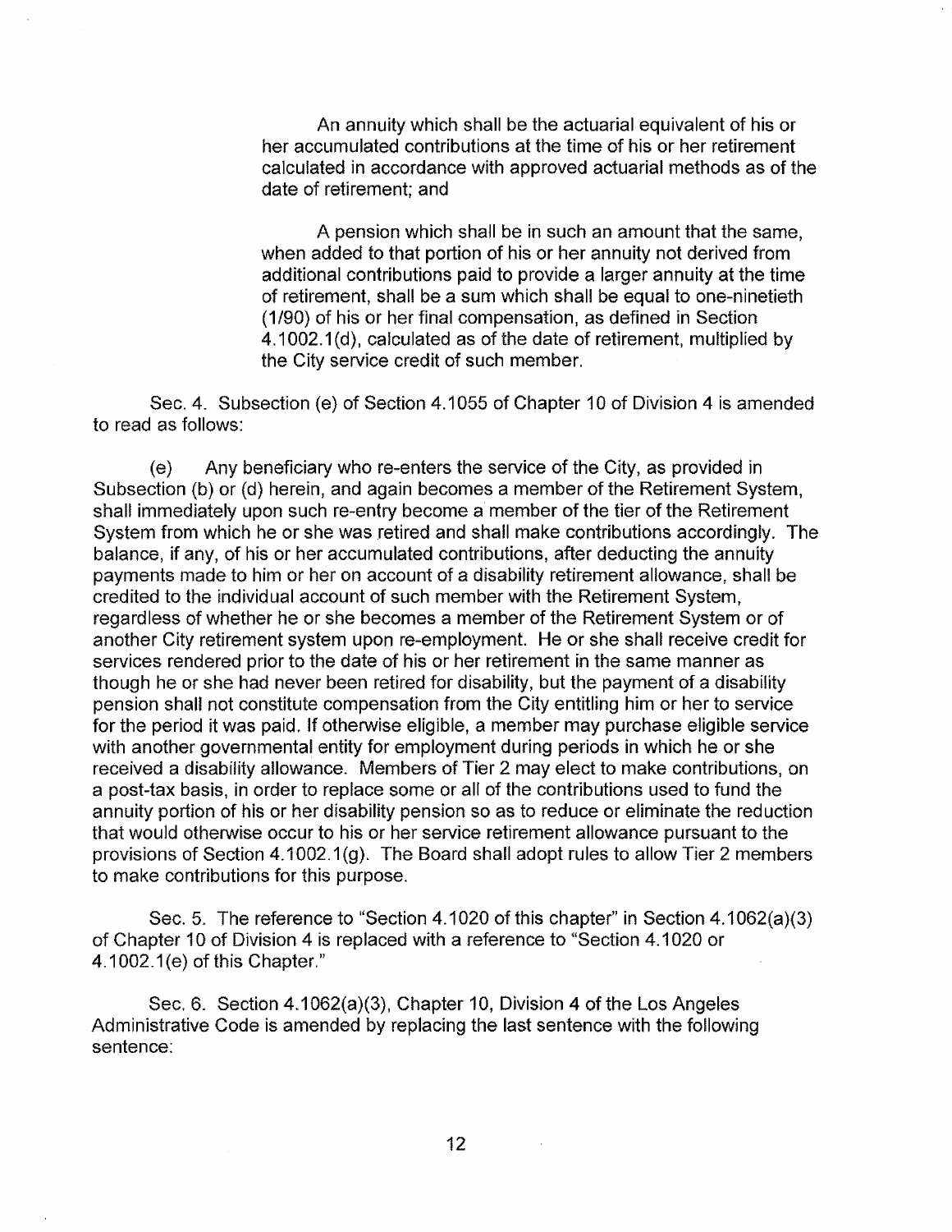An annuity which shall be the actuarial equivalent of his or her accumulated contributions at the time of his or her retirement calculated in accordance with approved actuarial methods as of the date of retirement; and

A pension which shall be in such an amount that the same, when added to that portion of his or her annuity not derived from additional contributions paid to provide a larger annuity at the time of retirement, shall be a sum which shall be equal to one-ninetieth (1/90) of his or her final compensation, as defined in Section 4.1002.1(d), calculated as of the date of retirement, multiplied by the City service credit of such member.

Sec. 4. Subsection (e) of Section 4.1055 of Chapter 10 of Division 4 is amended to read as follows:

(e) Any beneficiary who re-enters the service of the City, as provided in Subsection (b) or (d) herein, and again becomes a member of the Retirement System, shall immediately upon such re-entry become a member of the tier of the Retirement System from which he or she was retired and shall make contributions accordingly. The balance, if any, of his or her accumulated contributions, after deducting the annuity payments made to him or her on account of a disability retirement allowance, shall be credited to the individual account of such member with the Retirement System, regardless of whether he or she becomes a member of the Retirement System or of another City retirement system upon re-employment. He or she shall receive credit for services rendered prior to the date of his or her retirement in the same manner as though he or she had never been retired for disability, but the payment of a disability pension shall not constitute compensation from the City entitling him or her to service for the period it was paid. If otherwise eligible, a member may purchase eligible service with another governmental entity for employment during periods in which he or she received a disability allowance. Members of Tier 2 may elect to make contributions, on a post-tax basis, in order to replace some or all of the contributions used to fund the annuity portion of his or her disability pension so as to reduce or eliminate the reduction that would otherwise occur to his or her service retirement allowance pursuant to the provisions of Section 4.1002.1(g). The Board shall adopt rules to allow Tier 2 members to make contributions for this purpose.

Sec. 5. The reference to "Section 4.1020 of this chapter" in Section 4.1062(a)(3) of Chapter 10 of Division 4 is replaced with a reference to "Section 4.1020 or 4.1002.1(e) of this Chapter."

Sec. 6. Section 4.1062(a)(3), Chapter 10, Division 4 of the Los Angeles Administrative Code is amended by replacing the last sentence with the following sentence: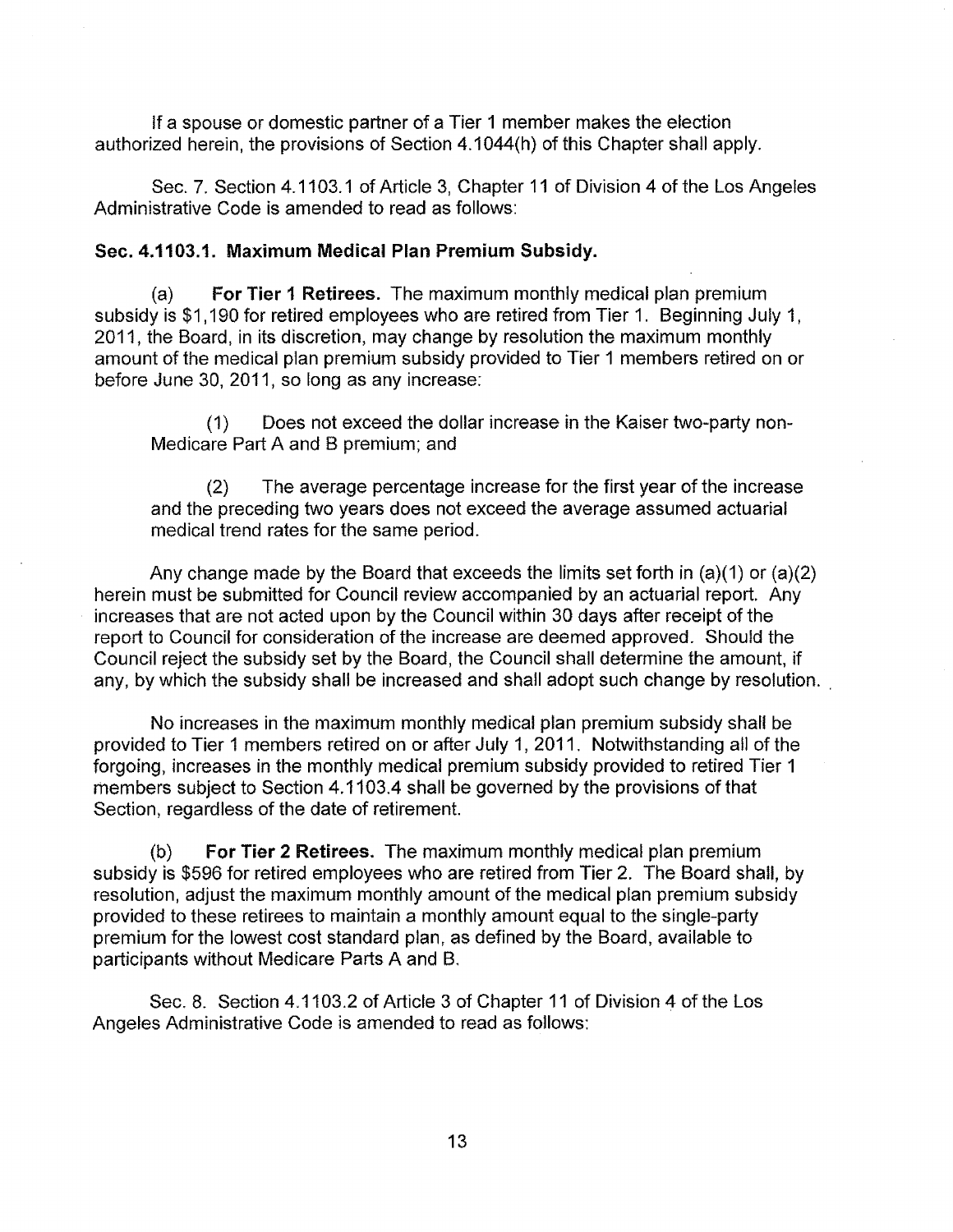If a spouse or domestic partner of a Tier 1 member makes the election authorized herein, the provisions of Section 4.1044(h) of this Chapter shall apply.

Sec. 7. Section 4.1103.1 of Article 3, Chapter 11 of Division 4 of the Los Angeles Administrative Code is amended to read as follows:

**Sec. 4.1103.1. Maximum Medical Plan Premium Subsidy.**

(a) **For Tier 1 Retirees.** The maximum monthly medical plan premium subsidy is $1,190 for retired employees who are retired from Tier 1. Beginning July 1, 2011, the Board, in its discretion, may change by resolution the maximum monthly amount of the medical plan premium subsidy provided to Tier 1 members retired on or before June 30, 2011, so long as any increase:

(1) Does not exceed the dollar increase in the Kaiser two-party non-Medicare Part A and B premium; and

(2) The average percentage increase for the first year of the increase and the preceding two years does not exceed the average assumed actuarial medical trend rates for the same period.

Any change made by the Board that exceeds the limits set forth in (a)(1) or (a)(2) herein must be submitted for Council review accompanied by an actuarial report. Any increases that are not acted upon by the Council within 30 days after receipt of the report to Council for consideration of the increase are deemed approved. Should the Council reject the subsidy set by the Board, the Council shall determine the amount, if any, by which the subsidy shall be increased and shall adopt such change by resolution.

No increases in the maximum monthly medical plan premium subsidy shall be provided to Tier 1 members retired on or after July 1, 2011. Notwithstanding all of the forgoing, increases in the monthly medical premium subsidy provided to retired Tier 1 members subject to Section 4.1103.4 shall be governed by the provisions of that Section, regardless of the date of retirement.

(b) **For Tier 2 Retirees.** The maximum monthly medical plan premium subsidy is $596 for retired employees who are retired from Tier 2. The Board shall, by resolution, adjust the maximum monthly amount of the medical plan premium subsidy provided to these retirees to maintain a monthly amount equal to the single-party premium for the lowest cost standard plan, as defined by the Board, available to participants without Medicare Parts A and B.

Sec. 8. Section 4.1103.2 of Article 3 of Chapter 11 of Division 4 of the Los Angeles Administrative Code is amended to read as follows: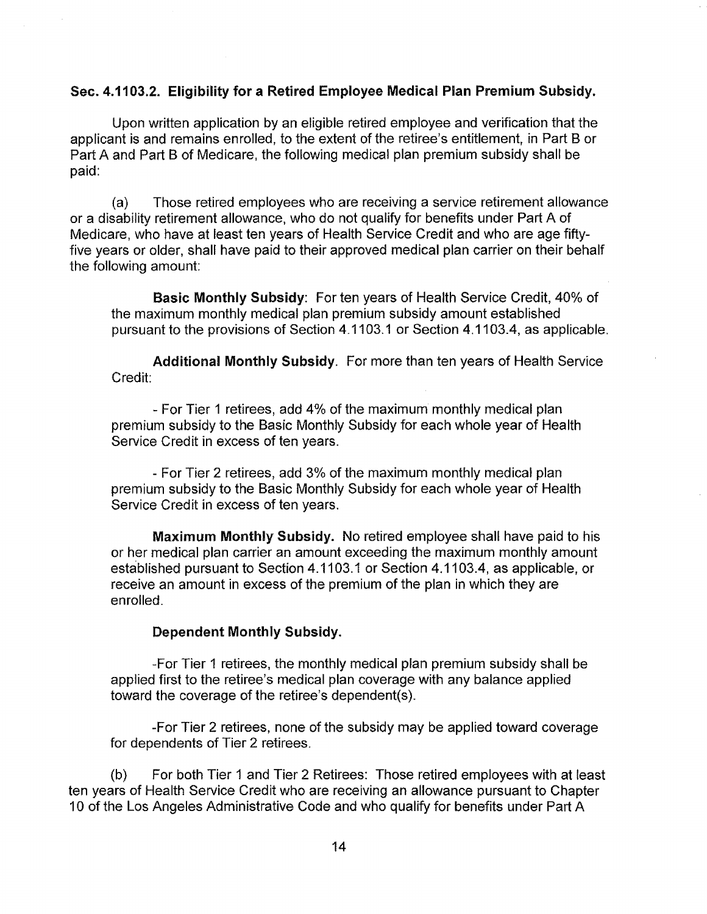### Sec. 4.1103.2. Eligibility for a Retired Employee Medical Plan Premium Subsidy.

Upon written application by an eligible retired employee and verification that the applicant is and remains enrolled, to the extent of the retiree's entitlement, in Part B or Part A and Part B of Medicare, the following medical plan premium subsidy shall be paid:

(a) Those retired employees who are receiving a service retirement allowance or a disability retirement allowance, who do not qualify for benefits under Part A of Medicare, who have at least ten years of Health Service Credit and who are age fifty-five years or older, shall have paid to their approved medical plan carrier on their behalf the following amount:

**Basic Monthly Subsidy**: For ten years of Health Service Credit, 40% of the maximum monthly medical plan premium subsidy amount established pursuant to the provisions of Section 4.1103.1 or Section 4.1103.4, as applicable.

**Additional Monthly Subsidy**. For more than ten years of Health Service Credit:

- For Tier 1 retirees, add 4% of the maximum monthly medical plan premium subsidy to the Basic Monthly Subsidy for each whole year of Health Service Credit in excess of ten years.

- For Tier 2 retirees, add 3% of the maximum monthly medical plan premium subsidy to the Basic Monthly Subsidy for each whole year of Health Service Credit in excess of ten years.

**Maximum Monthly Subsidy.** No retired employee shall have paid to his or her medical plan carrier an amount exceeding the maximum monthly amount established pursuant to Section 4.1103.1 or Section 4.1103.4, as applicable, or receive an amount in excess of the premium of the plan in which they are enrolled.

**Dependent Monthly Subsidy.**

-For Tier 1 retirees, the monthly medical plan premium subsidy shall be applied first to the retiree's medical plan coverage with any balance applied toward the coverage of the retiree's dependent(s).

-For Tier 2 retirees, none of the subsidy may be applied toward coverage for dependents of Tier 2 retirees.

(b) For both Tier 1 and Tier 2 Retirees: Those retired employees with at least ten years of Health Service Credit who are receiving an allowance pursuant to Chapter 10 of the Los Angeles Administrative Code and who qualify for benefits under Part A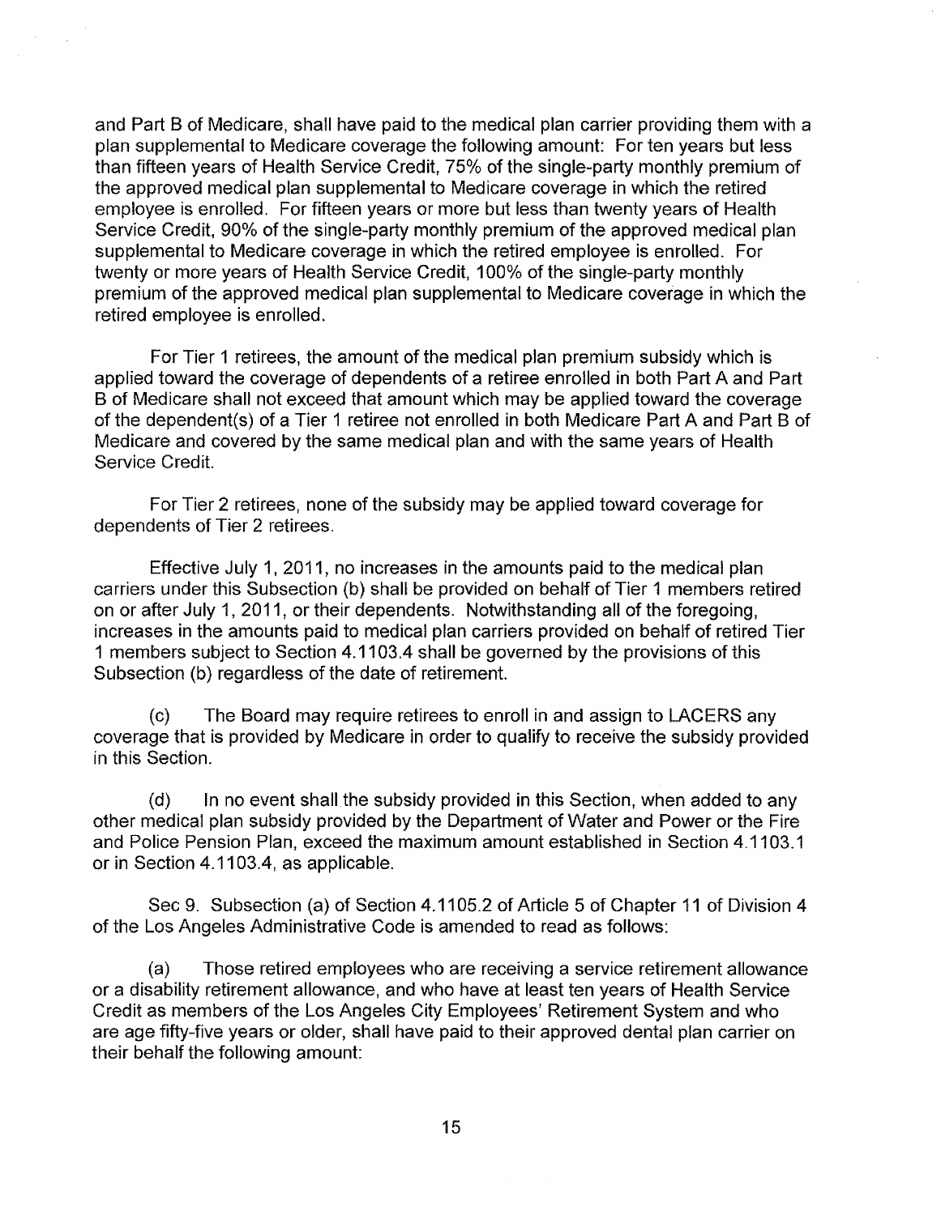and Part B of Medicare, shall have paid to the medical plan carrier providing them with a plan supplemental to Medicare coverage the following amount: For ten years but less than fifteen years of Health Service Credit, 75% of the single-party monthly premium of the approved medical plan supplemental to Medicare coverage in which the retired employee is enrolled. For fifteen years or more but less than twenty years of Health Service Credit, 90% of the single-party monthly premium of the approved medical plan supplemental to Medicare coverage in which the retired employee is enrolled. For twenty or more years of Health Service Credit, 100% of the single-party monthly premium of the approved medical plan supplemental to Medicare coverage in which the retired employee is enrolled.

For Tier 1 retirees, the amount of the medical plan premium subsidy which is applied toward the coverage of dependents of a retiree enrolled in both Part A and Part B of Medicare shall not exceed that amount which may be applied toward the coverage of the dependent(s) of a Tier 1 retiree not enrolled in both Medicare Part A and Part B of Medicare and covered by the same medical plan and with the same years of Health Service Credit.

For Tier 2 retirees, none of the subsidy may be applied toward coverage for dependents of Tier 2 retirees.

Effective July 1, 2011, no increases in the amounts paid to the medical plan carriers under this Subsection (b) shall be provided on behalf of Tier 1 members retired on or after July 1, 2011, or their dependents. Notwithstanding all of the foregoing, increases in the amounts paid to medical plan carriers provided on behalf of retired Tier 1 members subject to Section 4.1103.4 shall be governed by the provisions of this Subsection (b) regardless of the date of retirement.

(c) The Board may require retirees to enroll in and assign to LACERS any coverage that is provided by Medicare in order to qualify to receive the subsidy provided in this Section.

(d) In no event shall the subsidy provided in this Section, when added to any other medical plan subsidy provided by the Department of Water and Power or the Fire and Police Pension Plan, exceed the maximum amount established in Section 4.1103.1 or in Section 4.1103.4, as applicable.

Sec 9. Subsection (a) of Section 4.1105.2 of Article 5 of Chapter 11 of Division 4 of the Los Angeles Administrative Code is amended to read as follows:

(a) Those retired employees who are receiving a service retirement allowance or a disability retirement allowance, and who have at least ten years of Health Service Credit as members of the Los Angeles City Employees' Retirement System and who are age fifty-five years or older, shall have paid to their approved dental plan carrier on their behalf the following amount: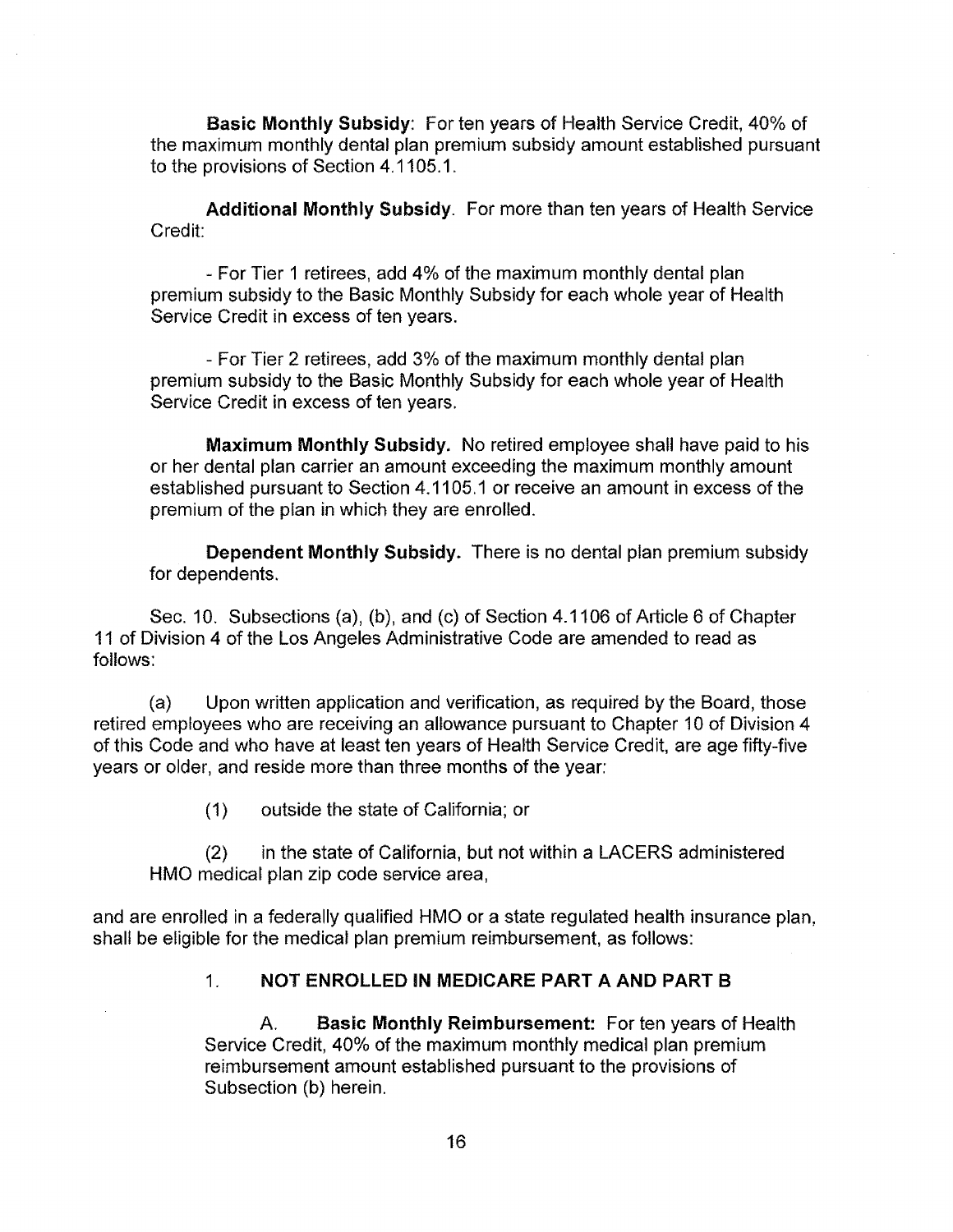**Basic Monthly Subsidy**: For ten years of Health Service Credit, 40% of the maximum monthly dental plan premium subsidy amount established pursuant to the provisions of Section 4.1105.1.

**Additional Monthly Subsidy**. For more than ten years of Health Service Credit:

- For Tier 1 retirees, add 4% of the maximum monthly dental plan premium subsidy to the Basic Monthly Subsidy for each whole year of Health Service Credit in excess of ten years.

- For Tier 2 retirees, add 3% of the maximum monthly dental plan premium subsidy to the Basic Monthly Subsidy for each whole year of Health Service Credit in excess of ten years.

**Maximum Monthly Subsidy.** No retired employee shall have paid to his or her dental plan carrier an amount exceeding the maximum monthly amount established pursuant to Section 4.1105.1 or receive an amount in excess of the premium of the plan in which they are enrolled.

**Dependent Monthly Subsidy.** There is no dental plan premium subsidy for dependents.

Sec. 10. Subsections (a), (b), and (c) of Section 4.1106 of Article 6 of Chapter 11 of Division 4 of the Los Angeles Administrative Code are amended to read as follows:

(a) Upon written application and verification, as required by the Board, those retired employees who are receiving an allowance pursuant to Chapter 10 of Division 4 of this Code and who have at least ten years of Health Service Credit, are age fifty-five years or older, and reside more than three months of the year:

(1) outside the state of California; or

(2) in the state of California, but not within a LACERS administered HMO medical plan zip code service area,

and are enrolled in a federally qualified HMO or a state regulated health insurance plan, shall be eligible for the medical plan premium reimbursement, as follows:

1. **NOT ENROLLED IN MEDICARE PART A AND PART B**

A. **Basic Monthly Reimbursement:** For ten years of Health Service Credit, 40% of the maximum monthly medical plan premium reimbursement amount established pursuant to the provisions of Subsection (b) herein.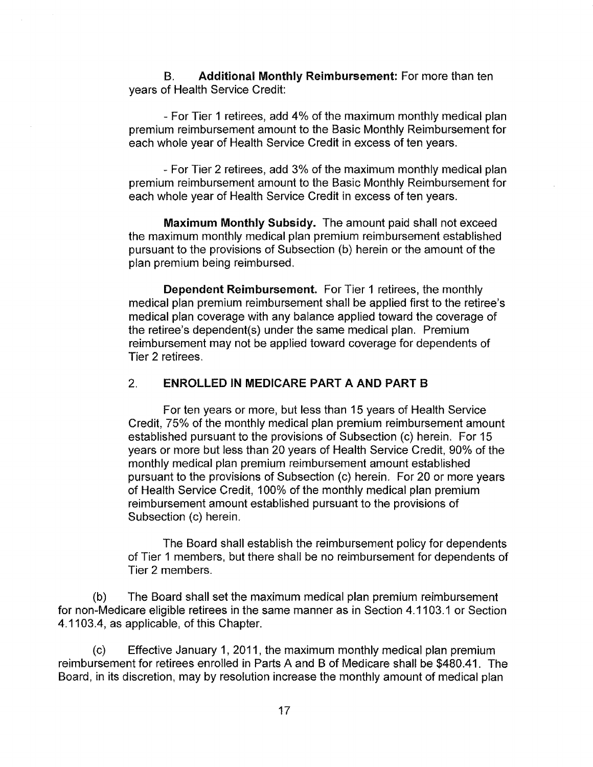B. **Additional Monthly Reimbursement:** For more than ten years of Health Service Credit:

- For Tier 1 retirees, add 4% of the maximum monthly medical plan premium reimbursement amount to the Basic Monthly Reimbursement for each whole year of Health Service Credit in excess of ten years.

- For Tier 2 retirees, add 3% of the maximum monthly medical plan premium reimbursement amount to the Basic Monthly Reimbursement for each whole year of Health Service Credit in excess of ten years.

**Maximum Monthly Subsidy.** The amount paid shall not exceed the maximum monthly medical plan premium reimbursement established pursuant to the provisions of Subsection (b) herein or the amount of the plan premium being reimbursed.

**Dependent Reimbursement.** For Tier 1 retirees, the monthly medical plan premium reimbursement shall be applied first to the retiree's medical plan coverage with any balance applied toward the coverage of the retiree's dependent(s) under the same medical plan. Premium reimbursement may not be applied toward coverage for dependents of Tier 2 retirees.

2. **ENROLLED IN MEDICARE PART A AND PART B**

For ten years or more, but less than 15 years of Health Service Credit, 75% of the monthly medical plan premium reimbursement amount established pursuant to the provisions of Subsection (c) herein. For 15 years or more but less than 20 years of Health Service Credit, 90% of the monthly medical plan premium reimbursement amount established pursuant to the provisions of Subsection (c) herein. For 20 or more years of Health Service Credit, 100% of the monthly medical plan premium reimbursement amount established pursuant to the provisions of Subsection (c) herein.

The Board shall establish the reimbursement policy for dependents of Tier 1 members, but there shall be no reimbursement for dependents of Tier 2 members.

(b) The Board shall set the maximum medical plan premium reimbursement for non-Medicare eligible retirees in the same manner as in Section 4.1103.1 or Section 4.1103.4, as applicable, of this Chapter.

(c) Effective January 1, 2011, the maximum monthly medical plan premium reimbursement for retirees enrolled in Parts A and B of Medicare shall be $480.41. The Board, in its discretion, may by resolution increase the monthly amount of medical plan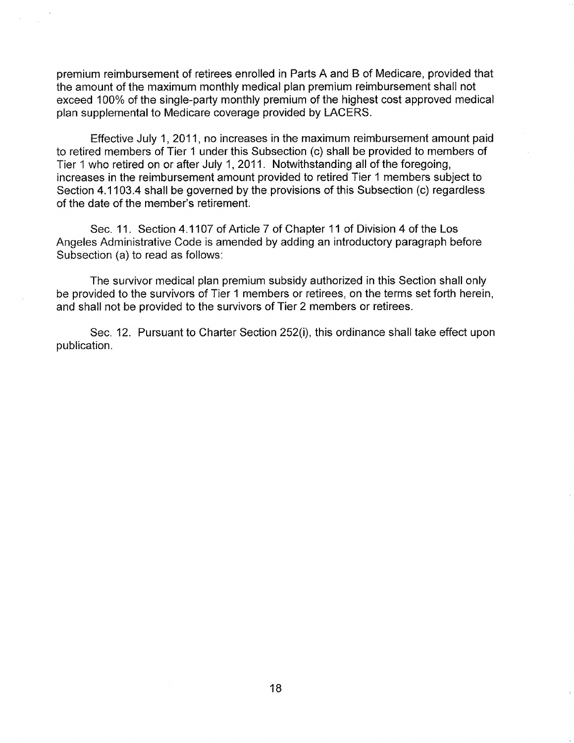premium reimbursement of retirees enrolled in Parts A and B of Medicare, provided that the amount of the maximum monthly medical plan premium reimbursement shall not exceed 100% of the single-party monthly premium of the highest cost approved medical plan supplemental to Medicare coverage provided by LACERS.

Effective July 1, 2011, no increases in the maximum reimbursement amount paid to retired members of Tier 1 under this Subsection (c) shall be provided to members of Tier 1 who retired on or after July 1, 2011. Notwithstanding all of the foregoing, increases in the reimbursement amount provided to retired Tier 1 members subject to Section 4.1103.4 shall be governed by the provisions of this Subsection (c) regardless of the date of the member's retirement.

Sec. 11. Section 4.1107 of Article 7 of Chapter 11 of Division 4 of the Los Angeles Administrative Code is amended by adding an introductory paragraph before Subsection (a) to read as follows:

The survivor medical plan premium subsidy authorized in this Section shall only be provided to the survivors of Tier 1 members or retirees, on the terms set forth herein, and shall not be provided to the survivors of Tier 2 members or retirees.

Sec. 12. Pursuant to Charter Section 252(i), this ordinance shall take effect upon publication.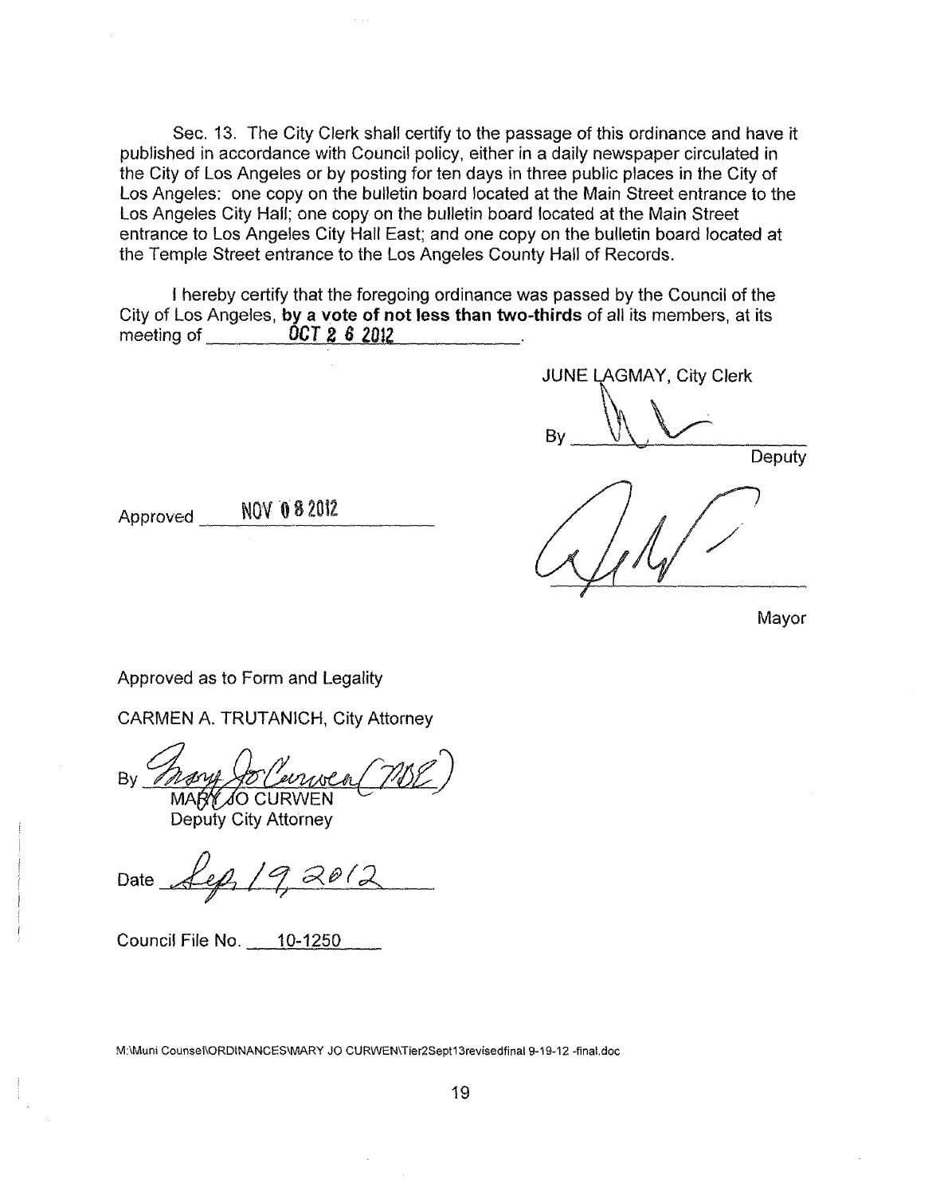Sec. 13. The City Clerk shall certify to the passage of this ordinance and have it published in accordance with Council policy, either in a daily newspaper circulated in the City of Los Angeles or by posting for ten days in three public places in the City of Los Angeles: one copy on the bulletin board located at the Main Street entrance to the Los Angeles City Hall; one copy on the bulletin board located at the Main Street entrance to Los Angeles City Hall East; and one copy on the bulletin board located at the Temple Street entrance to the Los Angeles County Hall of Records.

I hereby certify that the foregoing ordinance was passed by the Council of the City of Los Angeles, **by a vote of not less than two-thirds** of all its members, at its meeting of OCT 26 2012.

JUNE LAGMAY, City Clerk

By _______________ Deputy

Approved NOV 08 2012

_______________

Mayor

Approved as to Form and Legality

CARMEN A. TRUTANICH, City Attorney

By _______________
MARY JO CURWEN
Deputy City Attorney

Date Sep 19, 2012

Council File No. 10-1250

M:\Muni Counsel\ORDINANCES\MARY JO CURWEN\Tier2Sept13revisedfinal 9-19-12 -final.doc